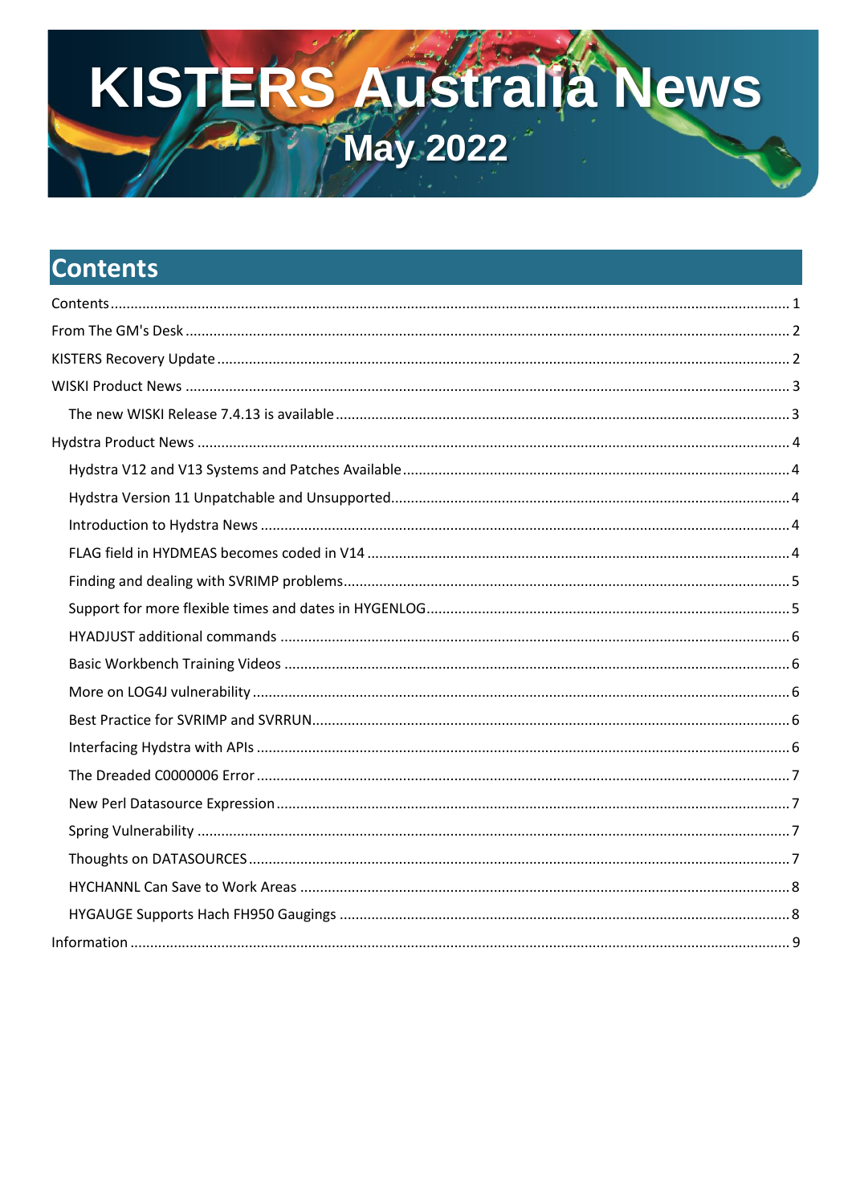# KISTERS Australia News

## May 2022

## Contents

Contents .......... 1

From The GM's Desk .......... 2

KISTERS Recovery Update .......... 2

WISKI Product News .......... 3

- The new WISKI Release 7.4.13 is available .......... 3

Hydstra Product News .......... 4

- Hydstra V12 and V13 Systems and Patches Available .......... 4
- Hydstra Version 11 Unpatchable and Unsupported .......... 4
- Introduction to Hydstra News .......... 4
- FLAG field in HYDMEAS becomes coded in V14 .......... 4
- Finding and dealing with SVRIMP problems .......... 5
- Support for more flexible times and dates in HYGENLOG .......... 5
- HYADJUST additional commands .......... 6
- Basic Workbench Training Videos .......... 6
- More on LOG4J vulnerability .......... 6
- Best Practice for SVRIMP and SVRRUN .......... 6
- Interfacing Hydstra with APIs .......... 6
- The Dreaded C0000006 Error .......... 7
- New Perl Datasource Expression .......... 7
- Spring Vulnerability .......... 7
- Thoughts on DATASOURCES .......... 7
- HYCHANNL Can Save to Work Areas .......... 8
- HYGAUGE Supports Hach FH950 Gaugings .......... 8

Information .......... 9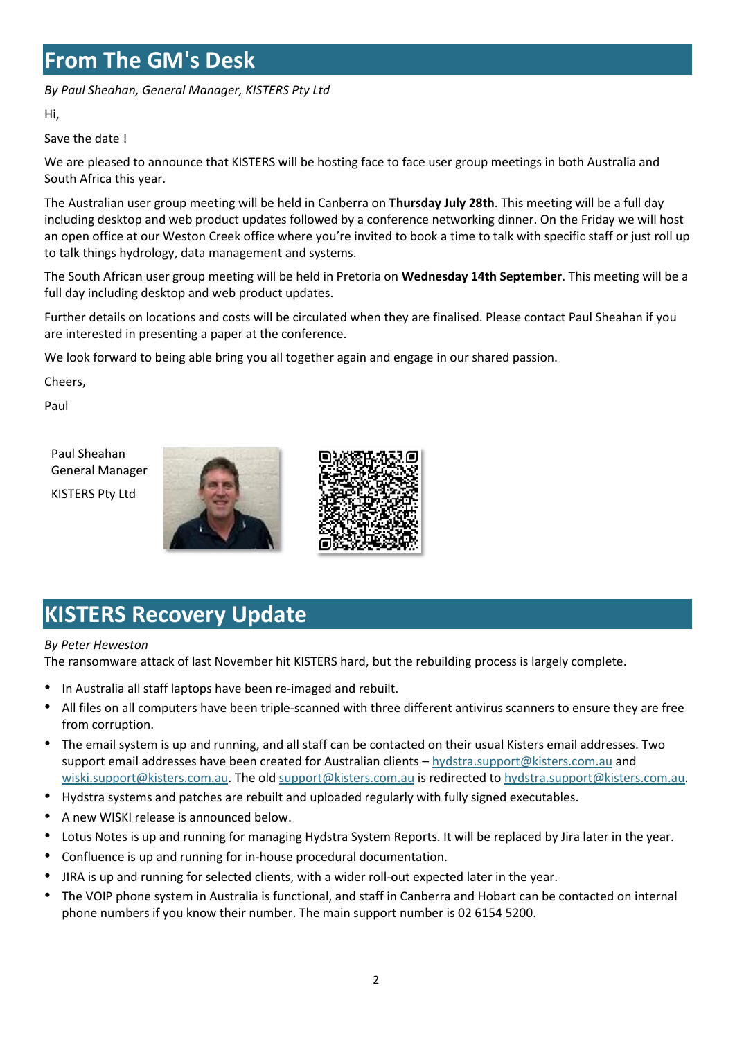# From The GM's Desk

*By Paul Sheahan, General Manager, KISTERS Pty Ltd*

Hi,

Save the date !

We are pleased to announce that KISTERS will be hosting face to face user group meetings in both Australia and South Africa this year.

The Australian user group meeting will be held in Canberra on **Thursday July 28th**. This meeting will be a full day including desktop and web product updates followed by a conference networking dinner. On the Friday we will host an open office at our Weston Creek office where you're invited to book a time to talk with specific staff or just roll up to talk things hydrology, data management and systems.

The South African user group meeting will be held in Pretoria on **Wednesday 14th September**. This meeting will be a full day including desktop and web product updates.

Further details on locations and costs will be circulated when they are finalised. Please contact Paul Sheahan if you are interested in presenting a paper at the conference.

We look forward to being able bring you all together again and engage in our shared passion.

Cheers,

Paul

Paul Sheahan
General Manager

KISTERS Pty Ltd

# KISTERS Recovery Update

*By Peter Heweston*

The ransomware attack of last November hit KISTERS hard, but the rebuilding process is largely complete.

- In Australia all staff laptops have been re-imaged and rebuilt.
- All files on all computers have been triple-scanned with three different antivirus scanners to ensure they are free from corruption.
- The email system is up and running, and all staff can be contacted on their usual Kisters email addresses. Two support email addresses have been created for Australian clients – hydstra.support@kisters.com.au and wiski.support@kisters.com.au. The old support@kisters.com.au is redirected to hydstra.support@kisters.com.au.
- Hydstra systems and patches are rebuilt and uploaded regularly with fully signed executables.
- A new WISKI release is announced below.
- Lotus Notes is up and running for managing Hydstra System Reports. It will be replaced by Jira later in the year.
- Confluence is up and running for in-house procedural documentation.
- JIRA is up and running for selected clients, with a wider roll-out expected later in the year.
- The VOIP phone system in Australia is functional, and staff in Canberra and Hobart can be contacted on internal phone numbers if you know their number. The main support number is 02 6154 5200.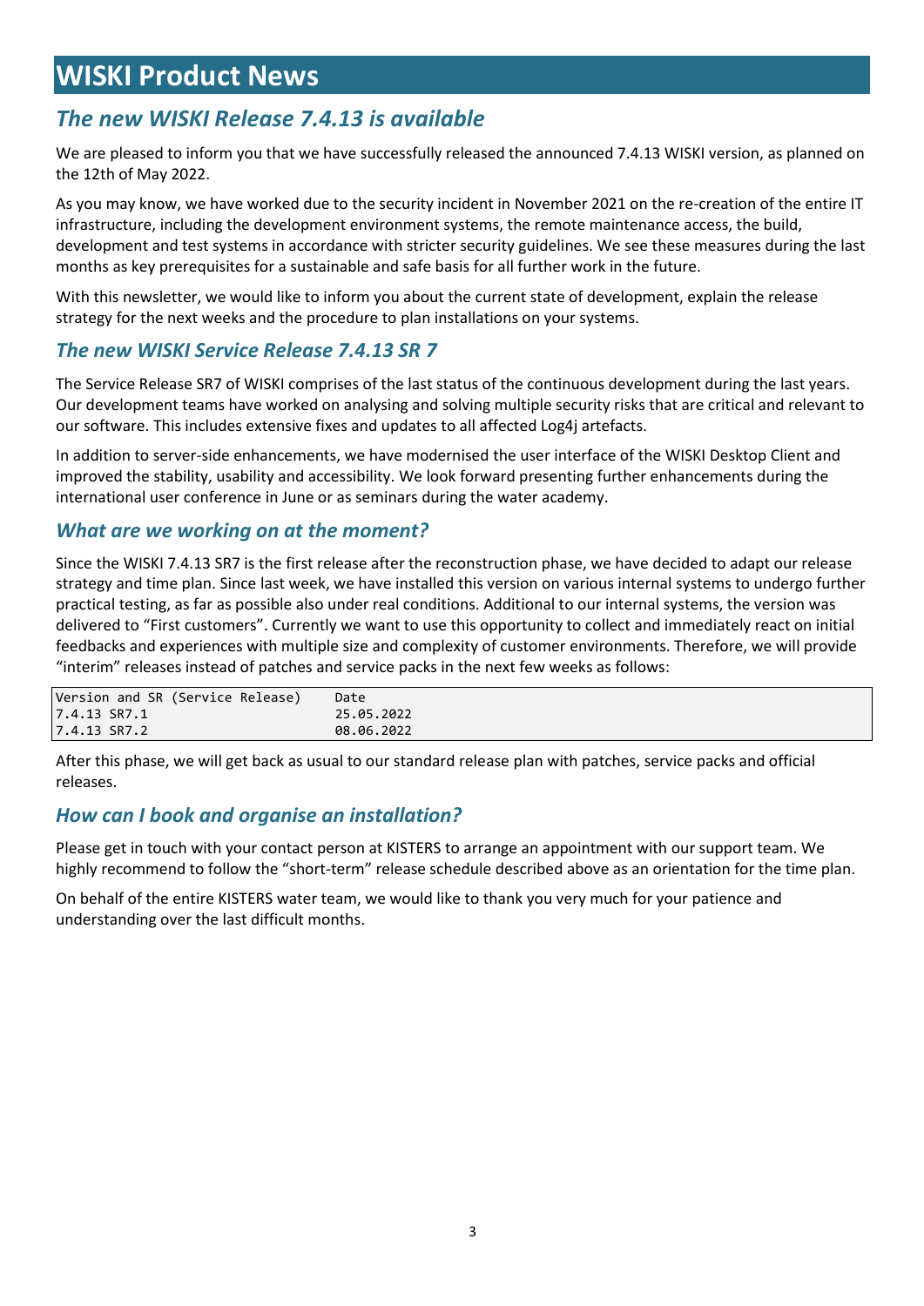# WISKI Product News

## *The new WISKI Release 7.4.13 is available*

We are pleased to inform you that we have successfully released the announced 7.4.13 WISKI version, as planned on the 12th of May 2022.

As you may know, we have worked due to the security incident in November 2021 on the re-creation of the entire IT infrastructure, including the development environment systems, the remote maintenance access, the build, development and test systems in accordance with stricter security guidelines. We see these measures during the last months as key prerequisites for a sustainable and safe basis for all further work in the future.

With this newsletter, we would like to inform you about the current state of development, explain the release strategy for the next weeks and the procedure to plan installations on your systems.

### *The new WISKI Service Release 7.4.13 SR 7*

The Service Release SR7 of WISKI comprises of the last status of the continuous development during the last years. Our development teams have worked on analysing and solving multiple security risks that are critical and relevant to our software. This includes extensive fixes and updates to all affected Log4j artefacts.

In addition to server-side enhancements, we have modernised the user interface of the WISKI Desktop Client and improved the stability, usability and accessibility. We look forward presenting further enhancements during the international user conference in June or as seminars during the water academy.

### *What are we working on at the moment?*

Since the WISKI 7.4.13 SR7 is the first release after the reconstruction phase, we have decided to adapt our release strategy and time plan. Since last week, we have installed this version on various internal systems to undergo further practical testing, as far as possible also under real conditions. Additional to our internal systems, the version was delivered to "First customers". Currently we want to use this opportunity to collect and immediately react on initial feedbacks and experiences with multiple size and complexity of customer environments. Therefore, we will provide "interim" releases instead of patches and service packs in the next few weeks as follows:

| Version and SR (Service Release) | Date |
|---|---|
| 7.4.13 SR7.1 | 25.05.2022 |
| 7.4.13 SR7.2 | 08.06.2022 |

After this phase, we will get back as usual to our standard release plan with patches, service packs and official releases.

### *How can I book and organise an installation?*

Please get in touch with your contact person at KISTERS to arrange an appointment with our support team. We highly recommend to follow the "short-term" release schedule described above as an orientation for the time plan.

On behalf of the entire KISTERS water team, we would like to thank you very much for your patience and understanding over the last difficult months.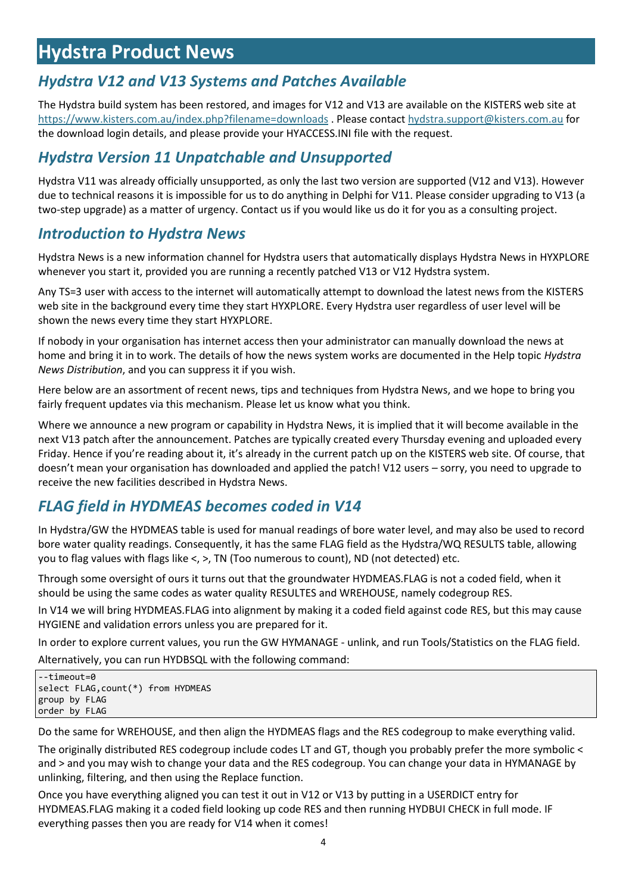# Hydstra Product News

## *Hydstra V12 and V13 Systems and Patches Available*

The Hydstra build system has been restored, and images for V12 and V13 are available on the KISTERS web site at https://www.kisters.com.au/index.php?filename=downloads . Please contact hydstra.support@kisters.com.au for the download login details, and please provide your HYACCESS.INI file with the request.

## *Hydstra Version 11 Unpatchable and Unsupported*

Hydstra V11 was already officially unsupported, as only the last two version are supported (V12 and V13). However due to technical reasons it is impossible for us to do anything in Delphi for V11. Please consider upgrading to V13 (a two-step upgrade) as a matter of urgency. Contact us if you would like us do it for you as a consulting project.

## *Introduction to Hydstra News*

Hydstra News is a new information channel for Hydstra users that automatically displays Hydstra News in HYXPLORE whenever you start it, provided you are running a recently patched V13 or V12 Hydstra system.

Any TS=3 user with access to the internet will automatically attempt to download the latest news from the KISTERS web site in the background every time they start HYXPLORE. Every Hydstra user regardless of user level will be shown the news every time they start HYXPLORE.

If nobody in your organisation has internet access then your administrator can manually download the news at home and bring it in to work. The details of how the news system works are documented in the Help topic *Hydstra News Distribution*, and you can suppress it if you wish.

Here below are an assortment of recent news, tips and techniques from Hydstra News, and we hope to bring you fairly frequent updates via this mechanism. Please let us know what you think.

Where we announce a new program or capability in Hydstra News, it is implied that it will become available in the next V13 patch after the announcement. Patches are typically created every Thursday evening and uploaded every Friday. Hence if you're reading about it, it's already in the current patch up on the KISTERS web site. Of course, that doesn't mean your organisation has downloaded and applied the patch! V12 users – sorry, you need to upgrade to receive the new facilities described in Hydstra News.

## *FLAG field in HYDMEAS becomes coded in V14*

In Hydstra/GW the HYDMEAS table is used for manual readings of bore water level, and may also be used to record bore water quality readings. Consequently, it has the same FLAG field as the Hydstra/WQ RESULTS table, allowing you to flag values with flags like <, >, TN (Too numerous to count), ND (not detected) etc.

Through some oversight of ours it turns out that the groundwater HYDMEAS.FLAG is not a coded field, when it should be using the same codes as water quality RESULTES and WREHOUSE, namely codegroup RES.

In V14 we will bring HYDMEAS.FLAG into alignment by making it a coded field against code RES, but this may cause HYGIENE and validation errors unless you are prepared for it.

In order to explore current values, you run the GW HYMANAGE - unlink, and run Tools/Statistics on the FLAG field.

Alternatively, you can run HYDBSQL with the following command:

```
--timeout=0
select FLAG,count(*) from HYDMEAS
group by FLAG
order by FLAG
```

Do the same for WREHOUSE, and then align the HYDMEAS flags and the RES codegroup to make everything valid.

The originally distributed RES codegroup include codes LT and GT, though you probably prefer the more symbolic < and > and you may wish to change your data and the RES codegroup. You can change your data in HYMANAGE by unlinking, filtering, and then using the Replace function.

Once you have everything aligned you can test it out in V12 or V13 by putting in a USERDICT entry for HYDMEAS.FLAG making it a coded field looking up code RES and then running HYDBUI CHECK in full mode. IF everything passes then you are ready for V14 when it comes!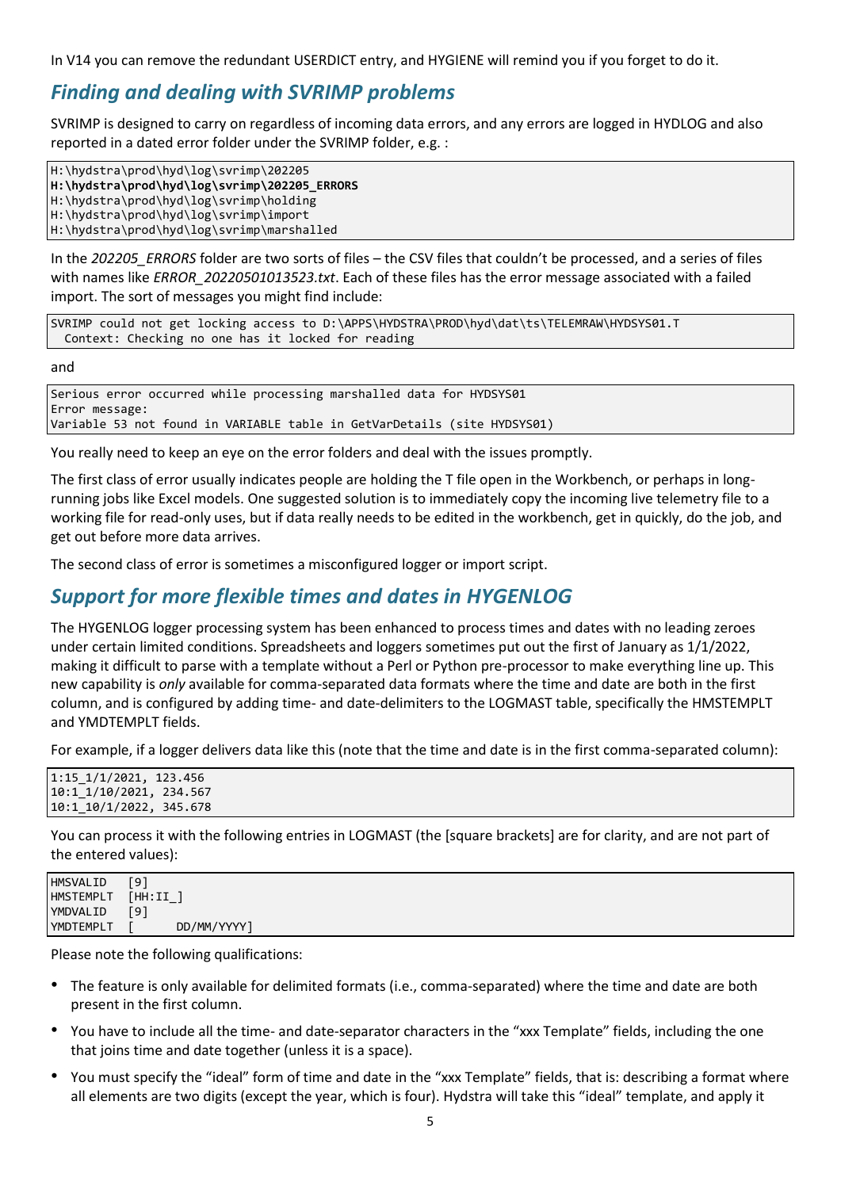In V14 you can remove the redundant USERDICT entry, and HYGIENE will remind you if you forget to do it.

## *Finding and dealing with SVRIMP problems*

SVRIMP is designed to carry on regardless of incoming data errors, and any errors are logged in HYDLOG and also reported in a dated error folder under the SVRIMP folder, e.g. :

```
H:\hydstra\prod\hyd\log\svrimp\202205
H:\hydstra\prod\hyd\log\svrimp\202205_ERRORS
H:\hydstra\prod\hyd\log\svrimp\holding
H:\hydstra\prod\hyd\log\svrimp\import
H:\hydstra\prod\hyd\log\svrimp\marshalled
```

In the *202205_ERRORS* folder are two sorts of files – the CSV files that couldn't be processed, and a series of files with names like *ERROR_20220501013523.txt*. Each of these files has the error message associated with a failed import. The sort of messages you might find include:

```
SVRIMP could not get locking access to D:\APPS\HYDSTRA\PROD\hyd\dat\ts\TELEMRAW\HYDSYS01.T
  Context: Checking no one has it locked for reading
```

and

```
Serious error occurred while processing marshalled data for HYDSYS01
Error message:
Variable 53 not found in VARIABLE table in GetVarDetails (site HYDSYS01)
```

You really need to keep an eye on the error folders and deal with the issues promptly.

The first class of error usually indicates people are holding the T file open in the Workbench, or perhaps in long-running jobs like Excel models. One suggested solution is to immediately copy the incoming live telemetry file to a working file for read-only uses, but if data really needs to be edited in the workbench, get in quickly, do the job, and get out before more data arrives.

The second class of error is sometimes a misconfigured logger or import script.

## *Support for more flexible times and dates in HYGENLOG*

The HYGENLOG logger processing system has been enhanced to process times and dates with no leading zeroes under certain limited conditions. Spreadsheets and loggers sometimes put out the first of January as 1/1/2022, making it difficult to parse with a template without a Perl or Python pre-processor to make everything line up. This new capability is *only* available for comma-separated data formats where the time and date are both in the first column, and is configured by adding time- and date-delimiters to the LOGMAST table, specifically the HMSTEMPLT and YMDTEMPLT fields.

For example, if a logger delivers data like this (note that the time and date is in the first comma-separated column):

```
1:15_1/1/2021, 123.456
10:1_1/10/2021, 234.567
10:1_10/1/2022, 345.678
```

You can process it with the following entries in LOGMAST (the [square brackets] are for clarity, and are not part of the entered values):

```
HMSVALID   [9]
HMSTEMPLT  [HH:II_]
YMDVALID   [9]
YMDTEMPLT  [      DD/MM/YYYY]
```

Please note the following qualifications:

- The feature is only available for delimited formats (i.e., comma-separated) where the time and date are both present in the first column.
- You have to include all the time- and date-separator characters in the "xxx Template" fields, including the one that joins time and date together (unless it is a space).
- You must specify the "ideal" form of time and date in the "xxx Template" fields, that is: describing a format where all elements are two digits (except the year, which is four). Hydstra will take this "ideal" template, and apply it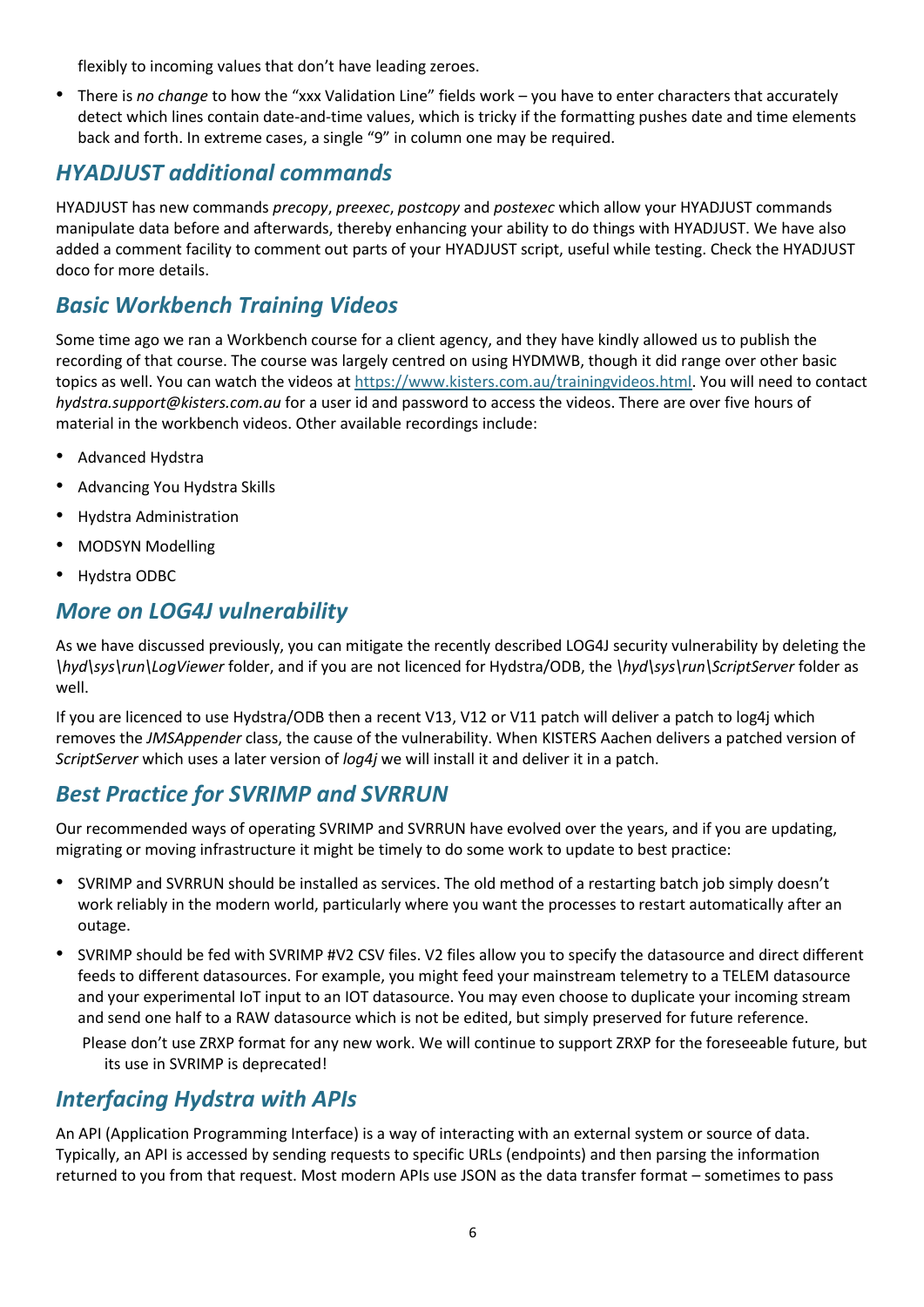flexibly to incoming values that don't have leading zeroes.

- There is *no change* to how the "xxx Validation Line" fields work – you have to enter characters that accurately detect which lines contain date-and-time values, which is tricky if the formatting pushes date and time elements back and forth. In extreme cases, a single "9" in column one may be required.

## *HYADJUST additional commands*

HYADJUST has new commands *precopy*, *preexec*, *postcopy* and *postexec* which allow your HYADJUST commands manipulate data before and afterwards, thereby enhancing your ability to do things with HYADJUST. We have also added a comment facility to comment out parts of your HYADJUST script, useful while testing. Check the HYADJUST doco for more details.

## *Basic Workbench Training Videos*

Some time ago we ran a Workbench course for a client agency, and they have kindly allowed us to publish the recording of that course. The course was largely centred on using HYDMWB, though it did range over other basic topics as well. You can watch the videos at https://www.kisters.com.au/trainingvideos.html. You will need to contact *hydstra.support@kisters.com.au* for a user id and password to access the videos. There are over five hours of material in the workbench videos. Other available recordings include:

- Advanced Hydstra
- Advancing You Hydstra Skills
- Hydstra Administration
- MODSYN Modelling
- Hydstra ODBC

## *More on LOG4J vulnerability*

As we have discussed previously, you can mitigate the recently described LOG4J security vulnerability by deleting the *\hyd\sys\run\LogViewer* folder, and if you are not licenced for Hydstra/ODB, the *\hyd\sys\run\ScriptServer* folder as well.

If you are licenced to use Hydstra/ODB then a recent V13, V12 or V11 patch will deliver a patch to log4j which removes the *JMSAppender* class, the cause of the vulnerability. When KISTERS Aachen delivers a patched version of *ScriptServer* which uses a later version of *log4j* we will install it and deliver it in a patch.

## *Best Practice for SVRIMP and SVRRUN*

Our recommended ways of operating SVRIMP and SVRRUN have evolved over the years, and if you are updating, migrating or moving infrastructure it might be timely to do some work to update to best practice:

- SVRIMP and SVRRUN should be installed as services. The old method of a restarting batch job simply doesn't work reliably in the modern world, particularly where you want the processes to restart automatically after an outage.
- SVRIMP should be fed with SVRIMP #V2 CSV files. V2 files allow you to specify the datasource and direct different feeds to different datasources. For example, you might feed your mainstream telemetry to a TELEM datasource and your experimental IoT input to an IOT datasource. You may even choose to duplicate your incoming stream and send one half to a RAW datasource which is not be edited, but simply preserved for future reference.

  Please don't use ZRXP format for any new work. We will continue to support ZRXP for the foreseeable future, but its use in SVRIMP is deprecated!

## *Interfacing Hydstra with APIs*

An API (Application Programming Interface) is a way of interacting with an external system or source of data. Typically, an API is accessed by sending requests to specific URLs (endpoints) and then parsing the information returned to you from that request. Most modern APIs use JSON as the data transfer format – sometimes to pass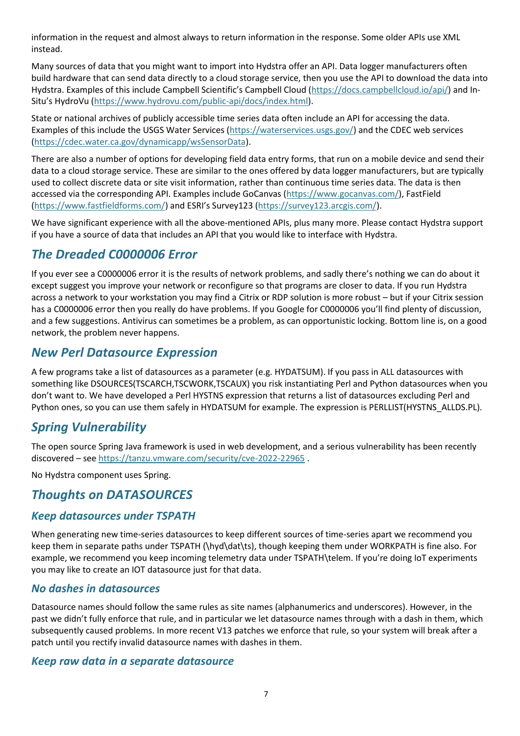information in the request and almost always to return information in the response. Some older APIs use XML instead.

Many sources of data that you might want to import into Hydstra offer an API. Data logger manufacturers often build hardware that can send data directly to a cloud storage service, then you use the API to download the data into Hydstra. Examples of this include Campbell Scientific's Campbell Cloud (https://docs.campbellcloud.io/api/) and In-Situ's HydroVu (https://www.hydrovu.com/public-api/docs/index.html).

State or national archives of publicly accessible time series data often include an API for accessing the data. Examples of this include the USGS Water Services (https://waterservices.usgs.gov/) and the CDEC web services (https://cdec.water.ca.gov/dynamicapp/wsSensorData).

There are also a number of options for developing field data entry forms, that run on a mobile device and send their data to a cloud storage service. These are similar to the ones offered by data logger manufacturers, but are typically used to collect discrete data or site visit information, rather than continuous time series data. The data is then accessed via the corresponding API. Examples include GoCanvas (https://www.gocanvas.com/), FastField (https://www.fastfieldforms.com/) and ESRI's Survey123 (https://survey123.arcgis.com/).

We have significant experience with all the above-mentioned APIs, plus many more. Please contact Hydstra support if you have a source of data that includes an API that you would like to interface with Hydstra.

## *The Dreaded C0000006 Error*

If you ever see a C0000006 error it is the results of network problems, and sadly there's nothing we can do about it except suggest you improve your network or reconfigure so that programs are closer to data. If you run Hydstra across a network to your workstation you may find a Citrix or RDP solution is more robust – but if your Citrix session has a C0000006 error then you really do have problems. If you Google for C0000006 you'll find plenty of discussion, and a few suggestions. Antivirus can sometimes be a problem, as can opportunistic locking. Bottom line is, on a good network, the problem never happens.

## *New Perl Datasource Expression*

A few programs take a list of datasources as a parameter (e.g. HYDATSUM). If you pass in ALL datasources with something like DSOURCES(TSCARCH,TSCWORK,TSCAUX) you risk instantiating Perl and Python datasources when you don't want to. We have developed a Perl HYSTNS expression that returns a list of datasources excluding Perl and Python ones, so you can use them safely in HYDATSUM for example. The expression is PERLLIST(HYSTNS_ALLDS.PL).

## *Spring Vulnerability*

The open source Spring Java framework is used in web development, and a serious vulnerability has been recently discovered – see https://tanzu.vmware.com/security/cve-2022-22965 .

No Hydstra component uses Spring.

## *Thoughts on DATASOURCES*

### *Keep datasources under TSPATH*

When generating new time-series datasources to keep different sources of time-series apart we recommend you keep them in separate paths under TSPATH (\hyd\dat\ts), though keeping them under WORKPATH is fine also. For example, we recommend you keep incoming telemetry data under TSPATH\telem. If you're doing IoT experiments you may like to create an IOT datasource just for that data.

### *No dashes in datasources*

Datasource names should follow the same rules as site names (alphanumerics and underscores). However, in the past we didn't fully enforce that rule, and in particular we let datasource names through with a dash in them, which subsequently caused problems. In more recent V13 patches we enforce that rule, so your system will break after a patch until you rectify invalid datasource names with dashes in them.

### *Keep raw data in a separate datasource*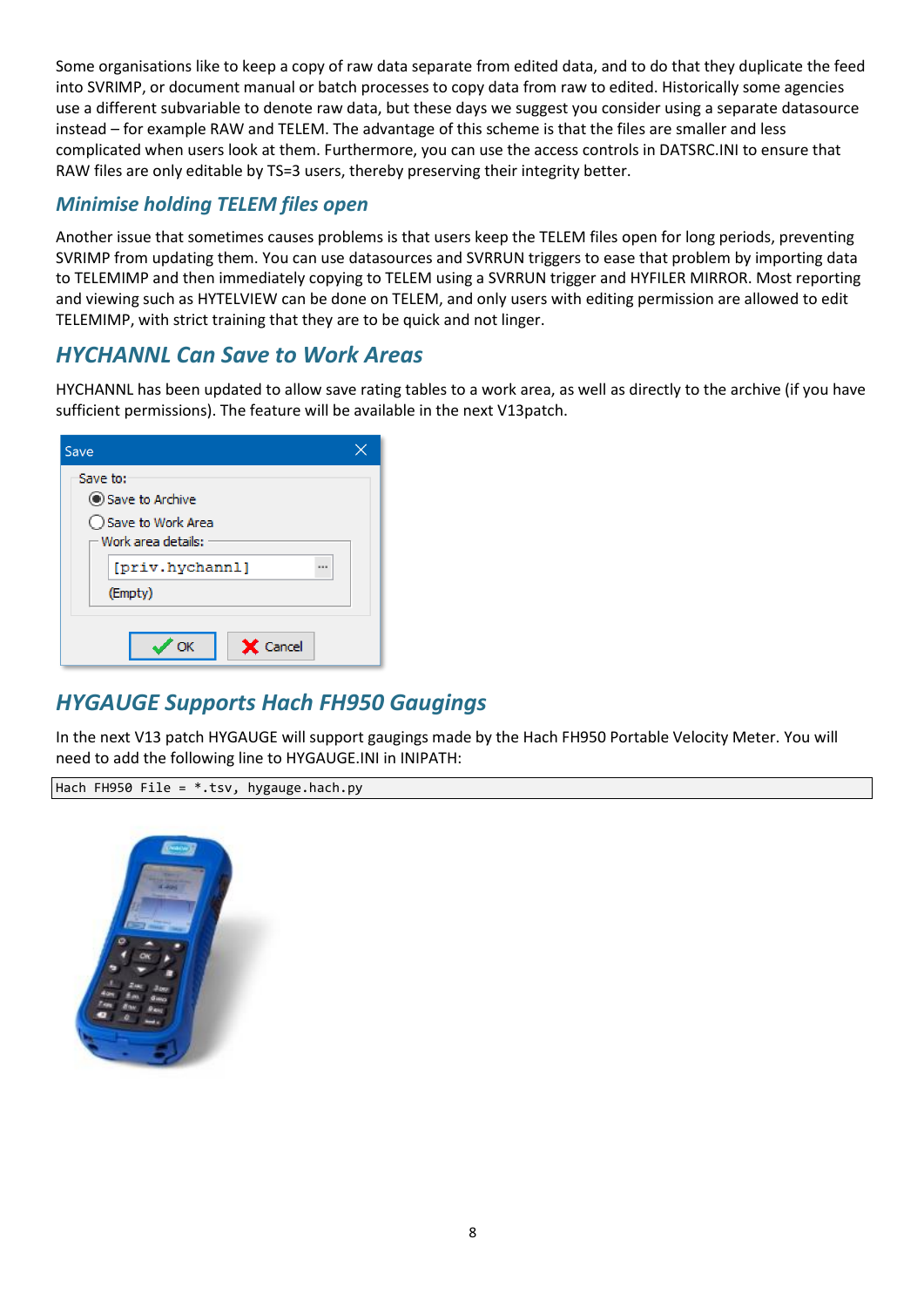Some organisations like to keep a copy of raw data separate from edited data, and to do that they duplicate the feed into SVRIMP, or document manual or batch processes to copy data from raw to edited. Historically some agencies use a different subvariable to denote raw data, but these days we suggest you consider using a separate datasource instead – for example RAW and TELEM. The advantage of this scheme is that the files are smaller and less complicated when users look at them. Furthermore, you can use the access controls in DATSRC.INI to ensure that RAW files are only editable by TS=3 users, thereby preserving their integrity better.

### *Minimise holding TELEM files open*

Another issue that sometimes causes problems is that users keep the TELEM files open for long periods, preventing SVRIMP from updating them. You can use datasources and SVRRUN triggers to ease that problem by importing data to TELEMIMP and then immediately copying to TELEM using a SVRRUN trigger and HYFILER MIRROR. Most reporting and viewing such as HYTELVIEW can be done on TELEM, and only users with editing permission are allowed to edit TELEMIMP, with strict training that they are to be quick and not linger.

## *HYCHANNL Can Save to Work Areas*

HYCHANNL has been updated to allow save rating tables to a work area, as well as directly to the archive (if you have sufficient permissions). The feature will be available in the next V13patch.

## *HYGAUGE Supports Hach FH950 Gaugings*

In the next V13 patch HYGAUGE will support gaugings made by the Hach FH950 Portable Velocity Meter. You will need to add the following line to HYGAUGE.INI in INIPATH:

```
Hach FH950 File = *.tsv, hygauge.hach.py
```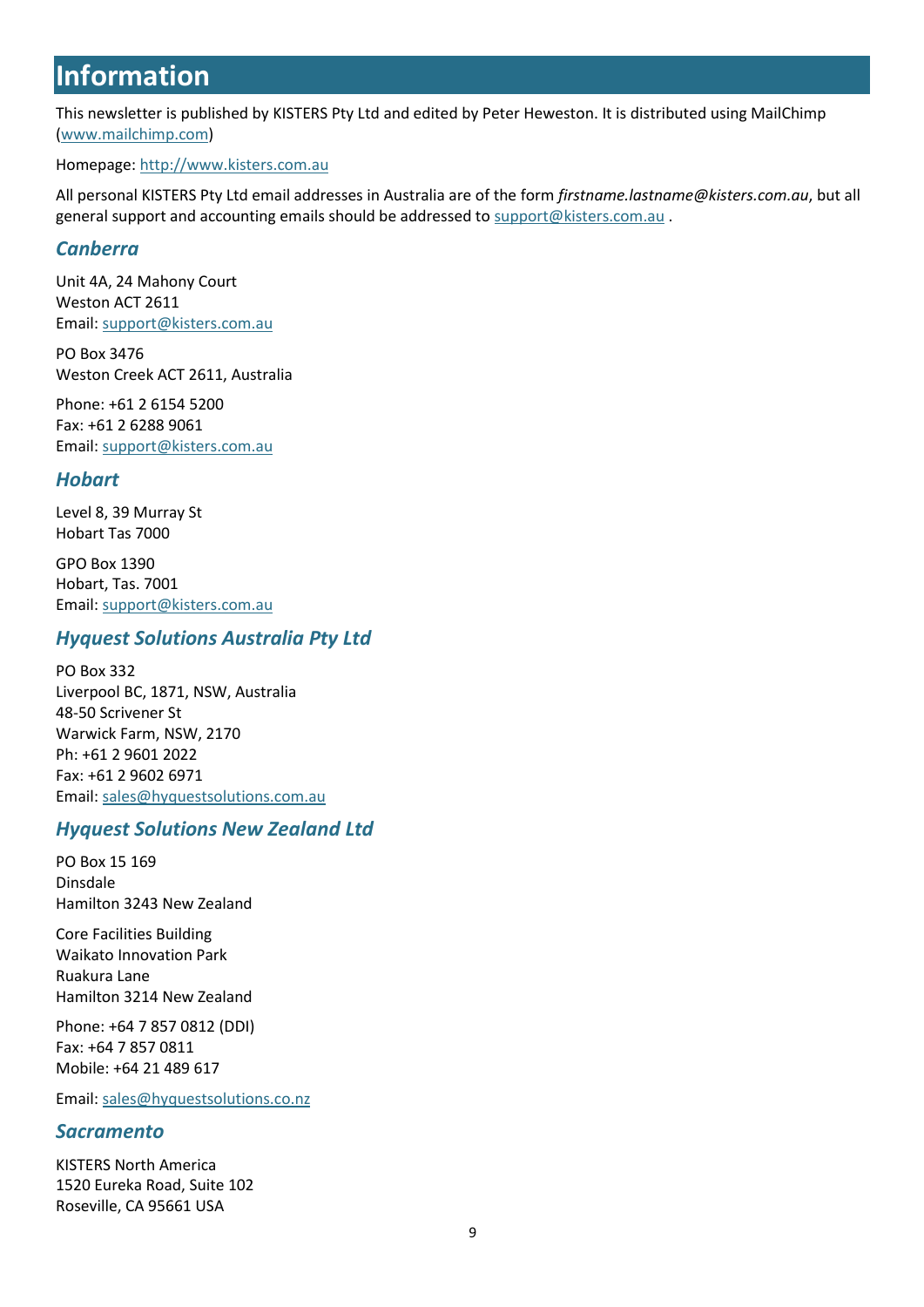# Information

This newsletter is published by KISTERS Pty Ltd and edited by Peter Heweston. It is distributed using MailChimp (www.mailchimp.com)

Homepage: http://www.kisters.com.au

All personal KISTERS Pty Ltd email addresses in Australia are of the form *firstname.lastname@kisters.com.au*, but all general support and accounting emails should be addressed to support@kisters.com.au .

## *Canberra*

Unit 4A, 24 Mahony Court
Weston ACT 2611
Email: support@kisters.com.au

PO Box 3476
Weston Creek ACT 2611, Australia

Phone: +61 2 6154 5200
Fax: +61 2 6288 9061
Email: support@kisters.com.au

## *Hobart*

Level 8, 39 Murray St
Hobart Tas 7000

GPO Box 1390
Hobart, Tas. 7001
Email: support@kisters.com.au

## *Hyquest Solutions Australia Pty Ltd*

PO Box 332
Liverpool BC, 1871, NSW, Australia
48-50 Scrivener St
Warwick Farm, NSW, 2170
Ph: +61 2 9601 2022
Fax: +61 2 9602 6971
Email: sales@hyquestsolutions.com.au

## *Hyquest Solutions New Zealand Ltd*

PO Box 15 169
Dinsdale
Hamilton 3243 New Zealand

Core Facilities Building
Waikato Innovation Park
Ruakura Lane
Hamilton 3214 New Zealand

Phone: +64 7 857 0812 (DDI)
Fax: +64 7 857 0811
Mobile: +64 21 489 617

Email: sales@hyquestsolutions.co.nz

## *Sacramento*

KISTERS North America
1520 Eureka Road, Suite 102
Roseville, CA 95661 USA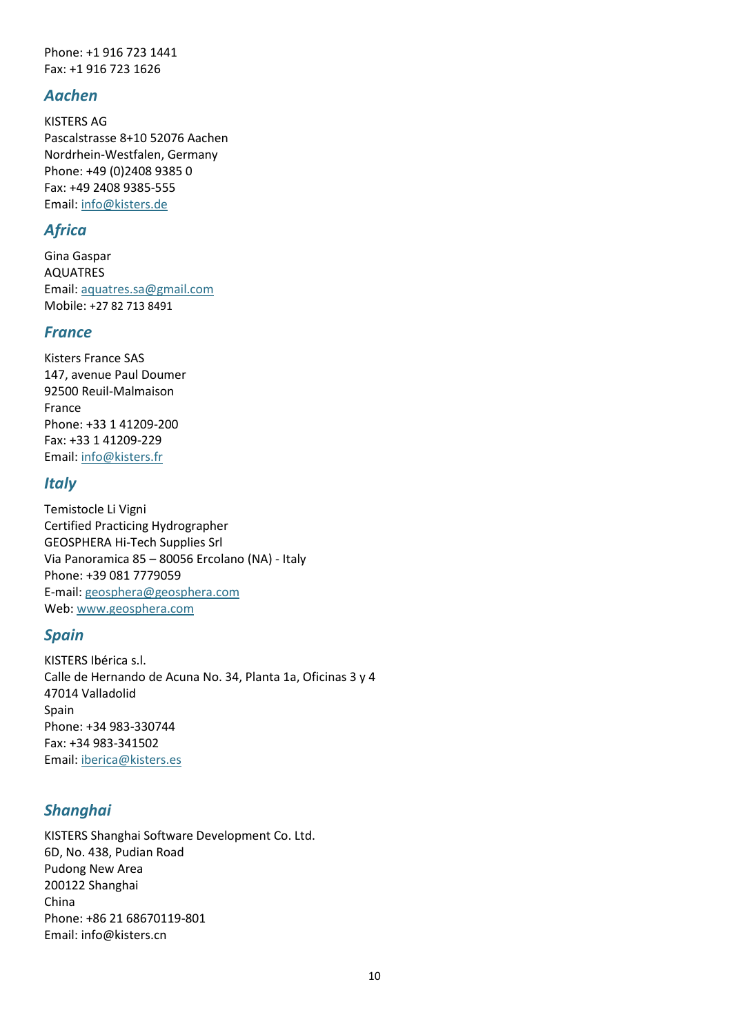Phone: +1 916 723 1441
Fax: +1 916 723 1626

## Aachen

KISTERS AG
Pascalstrasse 8+10 52076 Aachen
Nordrhein-Westfalen, Germany
Phone: +49 (0)2408 9385 0
Fax: +49 2408 9385-555
Email: info@kisters.de

## Africa

Gina Gaspar
AQUATRES
Email: aquatres.sa@gmail.com
Mobile: +27 82 713 8491

## France

Kisters France SAS
147, avenue Paul Doumer
92500 Reuil-Malmaison
France
Phone: +33 1 41209-200
Fax: +33 1 41209-229
Email: info@kisters.fr

## Italy

Temistocle Li Vigni
Certified Practicing Hydrographer
GEOSPHERA Hi-Tech Supplies Srl
Via Panoramica 85 – 80056 Ercolano (NA) - Italy
Phone: +39 081 7779059
E-mail: geosphera@geosphera.com
Web: www.geosphera.com

## Spain

KISTERS Ibérica s.l.
Calle de Hernando de Acuna No. 34, Planta 1a, Oficinas 3 y 4
47014 Valladolid
Spain
Phone: +34 983-330744
Fax: +34 983-341502
Email: iberica@kisters.es

## Shanghai

KISTERS Shanghai Software Development Co. Ltd.
6D, No. 438, Pudian Road
Pudong New Area
200122 Shanghai
China
Phone: +86 21 68670119-801
Email: info@kisters.cn